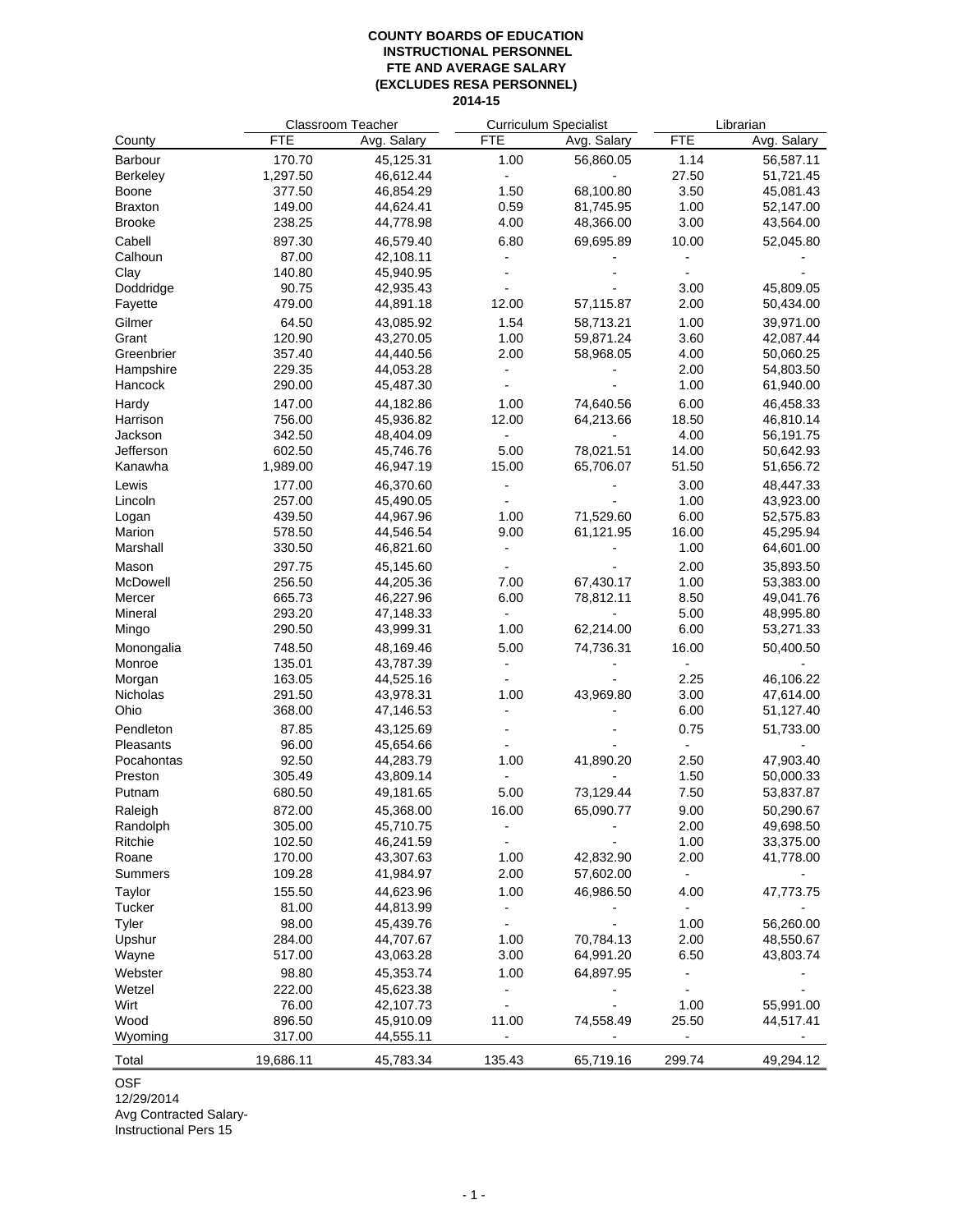**COUNTY BOARDS OF EDUCATION**
**INSTRUCTIONAL PERSONNEL**
**FTE AND AVERAGE SALARY**
**(EXCLUDES RESA PERSONNEL)**
**2014-15**

| | Classroom Teacher | | Curriculum Specialist | | Librarian | |
|---|---|---|---|---|---|---|
| County | FTE | Avg. Salary | FTE | Avg. Salary | FTE | Avg. Salary |
| Barbour | 170.70 | 45,125.31 | 1.00 | 56,860.05 | 1.14 | 56,587.11 |
| Berkeley | 1,297.50 | 46,612.44 | - | - | 27.50 | 51,721.45 |
| Boone | 377.50 | 46,854.29 | 1.50 | 68,100.80 | 3.50 | 45,081.43 |
| Braxton | 149.00 | 44,624.41 | 0.59 | 81,745.95 | 1.00 | 52,147.00 |
| Brooke | 238.25 | 44,778.98 | 4.00 | 48,366.00 | 3.00 | 43,564.00 |
| Cabell | 897.30 | 46,579.40 | 6.80 | 69,695.89 | 10.00 | 52,045.80 |
| Calhoun | 87.00 | 42,108.11 | - | - | - | - |
| Clay | 140.80 | 45,940.95 | - | - | - | - |
| Doddridge | 90.75 | 42,935.43 | - | - | 3.00 | 45,809.05 |
| Fayette | 479.00 | 44,891.18 | 12.00 | 57,115.87 | 2.00 | 50,434.00 |
| Gilmer | 64.50 | 43,085.92 | 1.54 | 58,713.21 | 1.00 | 39,971.00 |
| Grant | 120.90 | 43,270.05 | 1.00 | 59,871.24 | 3.60 | 42,087.44 |
| Greenbrier | 357.40 | 44,440.56 | 2.00 | 58,968.05 | 4.00 | 50,060.25 |
| Hampshire | 229.35 | 44,053.28 | - | - | 2.00 | 54,803.50 |
| Hancock | 290.00 | 45,487.30 | - | - | 1.00 | 61,940.00 |
| Hardy | 147.00 | 44,182.86 | 1.00 | 74,640.56 | 6.00 | 46,458.33 |
| Harrison | 756.00 | 45,936.82 | 12.00 | 64,213.66 | 18.50 | 46,810.14 |
| Jackson | 342.50 | 48,404.09 | - | - | 4.00 | 56,191.75 |
| Jefferson | 602.50 | 45,746.76 | 5.00 | 78,021.51 | 14.00 | 50,642.93 |
| Kanawha | 1,989.00 | 46,947.19 | 15.00 | 65,706.07 | 51.50 | 51,656.72 |
| Lewis | 177.00 | 46,370.60 | - | - | 3.00 | 48,447.33 |
| Lincoln | 257.00 | 45,490.05 | - | - | 1.00 | 43,923.00 |
| Logan | 439.50 | 44,967.96 | 1.00 | 71,529.60 | 6.00 | 52,575.83 |
| Marion | 578.50 | 44,546.54 | 9.00 | 61,121.95 | 16.00 | 45,295.94 |
| Marshall | 330.50 | 46,821.60 | - | - | 1.00 | 64,601.00 |
| Mason | 297.75 | 45,145.60 | - | - | 2.00 | 35,893.50 |
| McDowell | 256.50 | 44,205.36 | 7.00 | 67,430.17 | 1.00 | 53,383.00 |
| Mercer | 665.73 | 46,227.96 | 6.00 | 78,812.11 | 8.50 | 49,041.76 |
| Mineral | 293.20 | 47,148.33 | - | - | 5.00 | 48,995.80 |
| Mingo | 290.50 | 43,999.31 | 1.00 | 62,214.00 | 6.00 | 53,271.33 |
| Monongalia | 748.50 | 48,169.46 | 5.00 | 74,736.31 | 16.00 | 50,400.50 |
| Monroe | 135.01 | 43,787.39 | - | - | - | - |
| Morgan | 163.05 | 44,525.16 | - | - | 2.25 | 46,106.22 |
| Nicholas | 291.50 | 43,978.31 | 1.00 | 43,969.80 | 3.00 | 47,614.00 |
| Ohio | 368.00 | 47,146.53 | - | - | 6.00 | 51,127.40 |
| Pendleton | 87.85 | 43,125.69 | - | - | 0.75 | 51,733.00 |
| Pleasants | 96.00 | 45,654.66 | - | - | - | - |
| Pocahontas | 92.50 | 44,283.79 | 1.00 | 41,890.20 | 2.50 | 47,903.40 |
| Preston | 305.49 | 43,809.14 | - | - | 1.50 | 50,000.33 |
| Putnam | 680.50 | 49,181.65 | 5.00 | 73,129.44 | 7.50 | 53,837.87 |
| Raleigh | 872.00 | 45,368.00 | 16.00 | 65,090.77 | 9.00 | 50,290.67 |
| Randolph | 305.00 | 45,710.75 | - | - | 2.00 | 49,698.50 |
| Ritchie | 102.50 | 46,241.59 | - | - | 1.00 | 33,375.00 |
| Roane | 170.00 | 43,307.63 | 1.00 | 42,832.90 | 2.00 | 41,778.00 |
| Summers | 109.28 | 41,984.97 | 2.00 | 57,602.00 | - | - |
| Taylor | 155.50 | 44,623.96 | 1.00 | 46,986.50 | 4.00 | 47,773.75 |
| Tucker | 81.00 | 44,813.99 | - | - | - | - |
| Tyler | 98.00 | 45,439.76 | - | - | 1.00 | 56,260.00 |
| Upshur | 284.00 | 44,707.67 | 1.00 | 70,784.13 | 2.00 | 48,550.67 |
| Wayne | 517.00 | 43,063.28 | 3.00 | 64,991.20 | 6.50 | 43,803.74 |
| Webster | 98.80 | 45,353.74 | 1.00 | 64,897.95 | - | - |
| Wetzel | 222.00 | 45,623.38 | - | - | - | - |
| Wirt | 76.00 | 42,107.73 | - | - | 1.00 | 55,991.00 |
| Wood | 896.50 | 45,910.09 | 11.00 | 74,558.49 | 25.50 | 44,517.41 |
| Wyoming | 317.00 | 44,555.11 | - | - | - | - |
| Total | 19,686.11 | 45,783.34 | 135.43 | 65,719.16 | 299.74 | 49,294.12 |

OSF
12/29/2014
Avg Contracted Salary-
Instructional Pers 15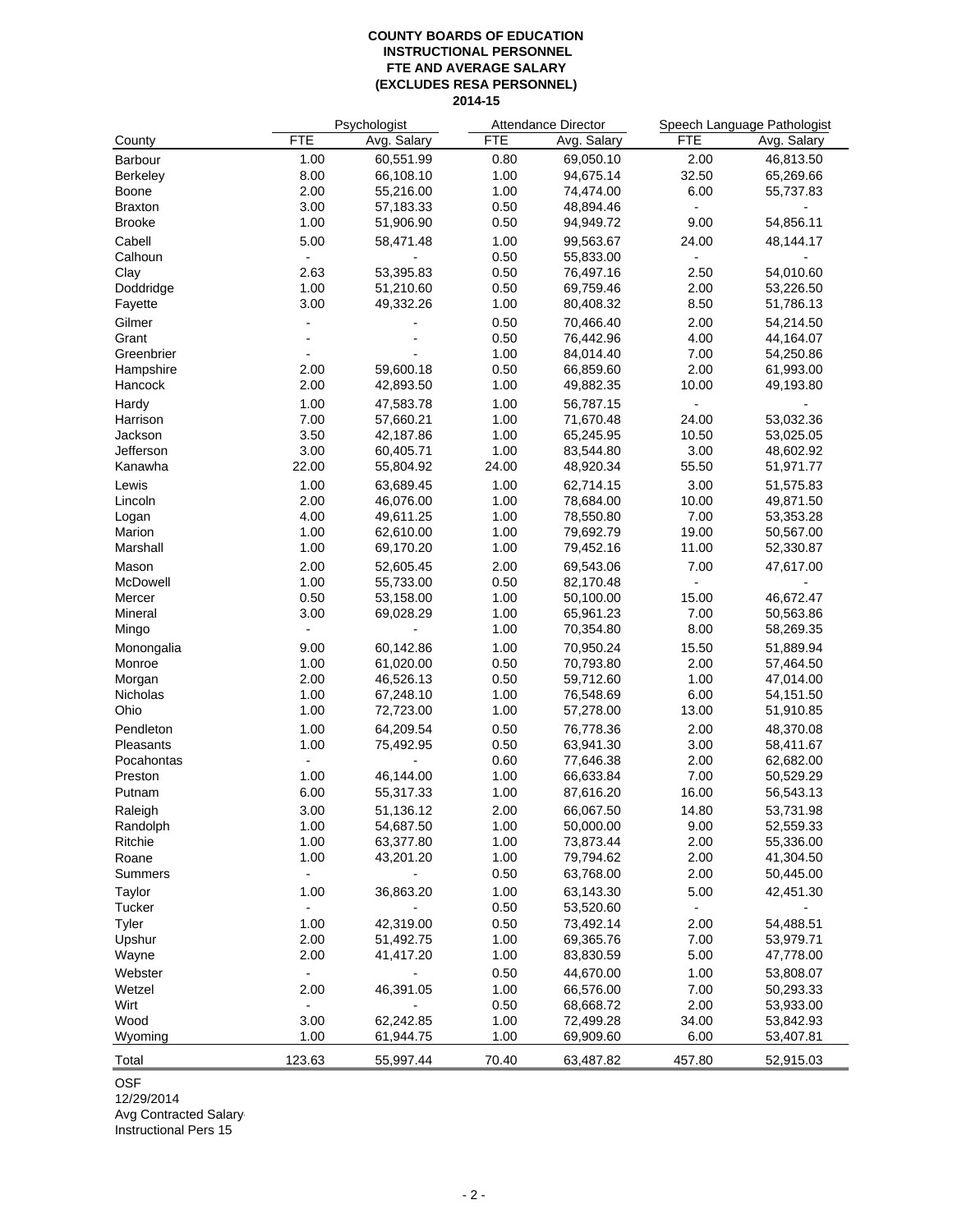**COUNTY BOARDS OF EDUCATION**
**INSTRUCTIONAL PERSONNEL**
**FTE AND AVERAGE SALARY**
**(EXCLUDES RESA PERSONNEL)**
**2014-15**

| | Psychologist | | Attendance Director | | Speech Language Pathologist | |
|---|---|---|---|---|---|---|
| County | FTE | Avg. Salary | FTE | Avg. Salary | FTE | Avg. Salary |
| Barbour | 1.00 | 60,551.99 | 0.80 | 69,050.10 | 2.00 | 46,813.50 |
| Berkeley | 8.00 | 66,108.10 | 1.00 | 94,675.14 | 32.50 | 65,269.66 |
| Boone | 2.00 | 55,216.00 | 1.00 | 74,474.00 | 6.00 | 55,737.83 |
| Braxton | 3.00 | 57,183.33 | 0.50 | 48,894.46 | - | - |
| Brooke | 1.00 | 51,906.90 | 0.50 | 94,949.72 | 9.00 | 54,856.11 |
| Cabell | 5.00 | 58,471.48 | 1.00 | 99,563.67 | 24.00 | 48,144.17 |
| Calhoun | - | - | 0.50 | 55,833.00 | - | - |
| Clay | 2.63 | 53,395.83 | 0.50 | 76,497.16 | 2.50 | 54,010.60 |
| Doddridge | 1.00 | 51,210.60 | 0.50 | 69,759.46 | 2.00 | 53,226.50 |
| Fayette | 3.00 | 49,332.26 | 1.00 | 80,408.32 | 8.50 | 51,786.13 |
| Gilmer | - | - | 0.50 | 70,466.40 | 2.00 | 54,214.50 |
| Grant | - | - | 0.50 | 76,442.96 | 4.00 | 44,164.07 |
| Greenbrier | - | - | 1.00 | 84,014.40 | 7.00 | 54,250.86 |
| Hampshire | 2.00 | 59,600.18 | 0.50 | 66,859.60 | 2.00 | 61,993.00 |
| Hancock | 2.00 | 42,893.50 | 1.00 | 49,882.35 | 10.00 | 49,193.80 |
| Hardy | 1.00 | 47,583.78 | 1.00 | 56,787.15 | - | - |
| Harrison | 7.00 | 57,660.21 | 1.00 | 71,670.48 | 24.00 | 53,032.36 |
| Jackson | 3.50 | 42,187.86 | 1.00 | 65,245.95 | 10.50 | 53,025.05 |
| Jefferson | 3.00 | 60,405.71 | 1.00 | 83,544.80 | 3.00 | 48,602.92 |
| Kanawha | 22.00 | 55,804.92 | 24.00 | 48,920.34 | 55.50 | 51,971.77 |
| Lewis | 1.00 | 63,689.45 | 1.00 | 62,714.15 | 3.00 | 51,575.83 |
| Lincoln | 2.00 | 46,076.00 | 1.00 | 78,684.00 | 10.00 | 49,871.50 |
| Logan | 4.00 | 49,611.25 | 1.00 | 78,550.80 | 7.00 | 53,353.28 |
| Marion | 1.00 | 62,610.00 | 1.00 | 79,692.79 | 19.00 | 50,567.00 |
| Marshall | 1.00 | 69,170.20 | 1.00 | 79,452.16 | 11.00 | 52,330.87 |
| Mason | 2.00 | 52,605.45 | 2.00 | 69,543.06 | 7.00 | 47,617.00 |
| McDowell | 1.00 | 55,733.00 | 0.50 | 82,170.48 | - | - |
| Mercer | 0.50 | 53,158.00 | 1.00 | 50,100.00 | 15.00 | 46,672.47 |
| Mineral | 3.00 | 69,028.29 | 1.00 | 65,961.23 | 7.00 | 50,563.86 |
| Mingo | - | - | 1.00 | 70,354.80 | 8.00 | 58,269.35 |
| Monongalia | 9.00 | 60,142.86 | 1.00 | 70,950.24 | 15.50 | 51,889.94 |
| Monroe | 1.00 | 61,020.00 | 0.50 | 70,793.80 | 2.00 | 57,464.50 |
| Morgan | 2.00 | 46,526.13 | 0.50 | 59,712.60 | 1.00 | 47,014.00 |
| Nicholas | 1.00 | 67,248.10 | 1.00 | 76,548.69 | 6.00 | 54,151.50 |
| Ohio | 1.00 | 72,723.00 | 1.00 | 57,278.00 | 13.00 | 51,910.85 |
| Pendleton | 1.00 | 64,209.54 | 0.50 | 76,778.36 | 2.00 | 48,370.08 |
| Pleasants | 1.00 | 75,492.95 | 0.50 | 63,941.30 | 3.00 | 58,411.67 |
| Pocahontas | - | - | 0.60 | 77,646.38 | 2.00 | 62,682.00 |
| Preston | 1.00 | 46,144.00 | 1.00 | 66,633.84 | 7.00 | 50,529.29 |
| Putnam | 6.00 | 55,317.33 | 1.00 | 87,616.20 | 16.00 | 56,543.13 |
| Raleigh | 3.00 | 51,136.12 | 2.00 | 66,067.50 | 14.80 | 53,731.98 |
| Randolph | 1.00 | 54,687.50 | 1.00 | 50,000.00 | 9.00 | 52,559.33 |
| Ritchie | 1.00 | 63,377.80 | 1.00 | 73,873.44 | 2.00 | 55,336.00 |
| Roane | 1.00 | 43,201.20 | 1.00 | 79,794.62 | 2.00 | 41,304.50 |
| Summers | - | - | 0.50 | 63,768.00 | 2.00 | 50,445.00 |
| Taylor | 1.00 | 36,863.20 | 1.00 | 63,143.30 | 5.00 | 42,451.30 |
| Tucker | - | - | 0.50 | 53,520.60 | - | - |
| Tyler | 1.00 | 42,319.00 | 0.50 | 73,492.14 | 2.00 | 54,488.51 |
| Upshur | 2.00 | 51,492.75 | 1.00 | 69,365.76 | 7.00 | 53,979.71 |
| Wayne | 2.00 | 41,417.20 | 1.00 | 83,830.59 | 5.00 | 47,778.00 |
| Webster | - | - | 0.50 | 44,670.00 | 1.00 | 53,808.07 |
| Wetzel | 2.00 | 46,391.05 | 1.00 | 66,576.00 | 7.00 | 50,293.33 |
| Wirt | - | - | 0.50 | 68,668.72 | 2.00 | 53,933.00 |
| Wood | 3.00 | 62,242.85 | 1.00 | 72,499.28 | 34.00 | 53,842.93 |
| Wyoming | 1.00 | 61,944.75 | 1.00 | 69,909.60 | 6.00 | 53,407.81 |
| Total | 123.63 | 55,997.44 | 70.40 | 63,487.82 | 457.80 | 52,915.03 |

OSF
12/29/2014
Avg Contracted Salary
Instructional Pers 15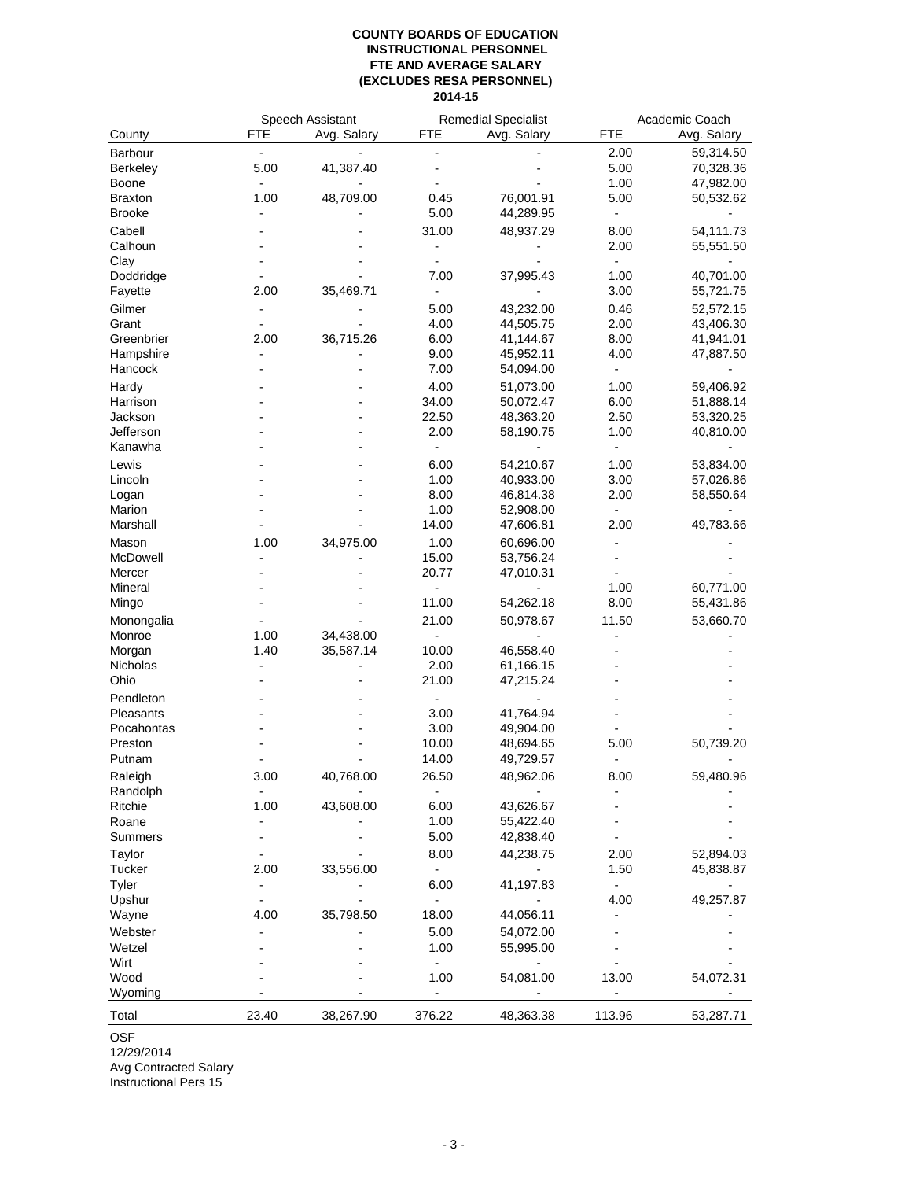**COUNTY BOARDS OF EDUCATION**
**INSTRUCTIONAL PERSONNEL**
**FTE AND AVERAGE SALARY**
**(EXCLUDES RESA PERSONNEL)**
**2014-15**

| | Speech Assistant | | Remedial Specialist | | Academic Coach | |
|---|---|---|---|---|---|---|
| County | FTE | Avg. Salary | FTE | Avg. Salary | FTE | Avg. Salary |
| Barbour | - | - | - | - | 2.00 | 59,314.50 |
| Berkeley | 5.00 | 41,387.40 | - | - | 5.00 | 70,328.36 |
| Boone | - | - | - | - | 1.00 | 47,982.00 |
| Braxton | 1.00 | 48,709.00 | 0.45 | 76,001.91 | 5.00 | 50,532.62 |
| Brooke | - | - | 5.00 | 44,289.95 | - | - |
| Cabell | - | - | 31.00 | 48,937.29 | 8.00 | 54,111.73 |
| Calhoun | - | - | - | - | 2.00 | 55,551.50 |
| Clay | - | - | - | - | - | - |
| Doddridge | - | - | 7.00 | 37,995.43 | 1.00 | 40,701.00 |
| Fayette | 2.00 | 35,469.71 | - | - | 3.00 | 55,721.75 |
| Gilmer | - | - | 5.00 | 43,232.00 | 0.46 | 52,572.15 |
| Grant | - | - | 4.00 | 44,505.75 | 2.00 | 43,406.30 |
| Greenbrier | 2.00 | 36,715.26 | 6.00 | 41,144.67 | 8.00 | 41,941.01 |
| Hampshire | - | - | 9.00 | 45,952.11 | 4.00 | 47,887.50 |
| Hancock | - | - | 7.00 | 54,094.00 | - | - |
| Hardy | - | - | 4.00 | 51,073.00 | 1.00 | 59,406.92 |
| Harrison | - | - | 34.00 | 50,072.47 | 6.00 | 51,888.14 |
| Jackson | - | - | 22.50 | 48,363.20 | 2.50 | 53,320.25 |
| Jefferson | - | - | 2.00 | 58,190.75 | 1.00 | 40,810.00 |
| Kanawha | - | - | - | - | - | - |
| Lewis | - | - | 6.00 | 54,210.67 | 1.00 | 53,834.00 |
| Lincoln | - | - | 1.00 | 40,933.00 | 3.00 | 57,026.86 |
| Logan | - | - | 8.00 | 46,814.38 | 2.00 | 58,550.64 |
| Marion | - | - | 1.00 | 52,908.00 | - | - |
| Marshall | - | - | 14.00 | 47,606.81 | 2.00 | 49,783.66 |
| Mason | 1.00 | 34,975.00 | 1.00 | 60,696.00 | - | - |
| McDowell | - | - | 15.00 | 53,756.24 | - | - |
| Mercer | - | - | 20.77 | 47,010.31 | - | - |
| Mineral | - | - | - | - | 1.00 | 60,771.00 |
| Mingo | - | - | 11.00 | 54,262.18 | 8.00 | 55,431.86 |
| Monongalia | - | - | 21.00 | 50,978.67 | 11.50 | 53,660.70 |
| Monroe | 1.00 | 34,438.00 | - | - | - | - |
| Morgan | 1.40 | 35,587.14 | 10.00 | 46,558.40 | - | - |
| Nicholas | - | - | 2.00 | 61,166.15 | - | - |
| Ohio | - | - | 21.00 | 47,215.24 | - | - |
| Pendleton | - | - | - | - | - | - |
| Pleasants | - | - | 3.00 | 41,764.94 | - | - |
| Pocahontas | - | - | 3.00 | 49,904.00 | - | - |
| Preston | - | - | 10.00 | 48,694.65 | 5.00 | 50,739.20 |
| Putnam | - | - | 14.00 | 49,729.57 | - | - |
| Raleigh | 3.00 | 40,768.00 | 26.50 | 48,962.06 | 8.00 | 59,480.96 |
| Randolph | - | - | - | - | - | - |
| Ritchie | 1.00 | 43,608.00 | 6.00 | 43,626.67 | - | - |
| Roane | - | - | 1.00 | 55,422.40 | - | - |
| Summers | - | - | 5.00 | 42,838.40 | - | - |
| Taylor | - | - | 8.00 | 44,238.75 | 2.00 | 52,894.03 |
| Tucker | 2.00 | 33,556.00 | - | - | 1.50 | 45,838.87 |
| Tyler | - | - | 6.00 | 41,197.83 | - | - |
| Upshur | - | - | - | - | 4.00 | 49,257.87 |
| Wayne | 4.00 | 35,798.50 | 18.00 | 44,056.11 | - | - |
| Webster | - | - | 5.00 | 54,072.00 | - | - |
| Wetzel | - | - | 1.00 | 55,995.00 | - | - |
| Wirt | - | - | - | - | - | - |
| Wood | - | - | 1.00 | 54,081.00 | 13.00 | 54,072.31 |
| Wyoming | - | - | - | - | - | - |
| Total | 23.40 | 38,267.90 | 376.22 | 48,363.38 | 113.96 | 53,287.71 |

OSF
12/29/2014
Avg Contracted Salary
Instructional Pers 15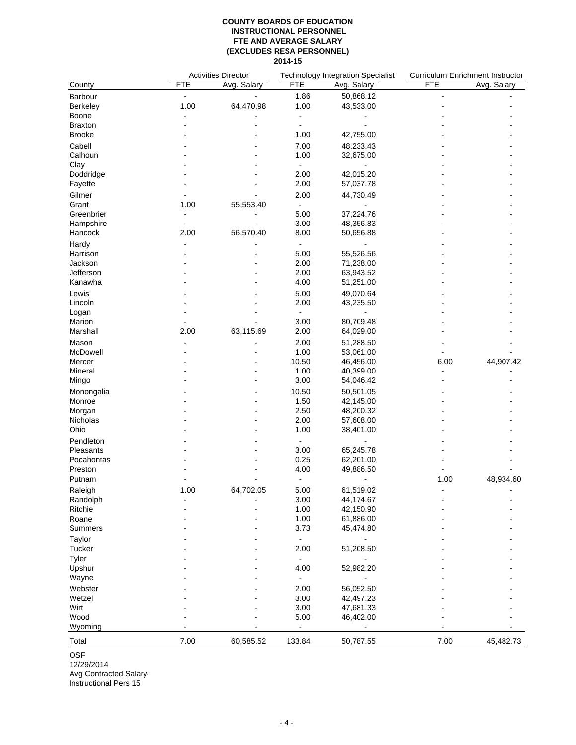**COUNTY BOARDS OF EDUCATION**
**INSTRUCTIONAL PERSONNEL**
**FTE AND AVERAGE SALARY**
**(EXCLUDES RESA PERSONNEL)**
**2014-15**

| | Activities Director | | Technology Integration Specialist | | Curriculum Enrichment Instructor | |
|---|---|---|---|---|---|---|
| County | FTE | Avg. Salary | FTE | Avg. Salary | FTE | Avg. Salary |
| Barbour | - | - | 1.86 | 50,868.12 | - | - |
| Berkeley | 1.00 | 64,470.98 | 1.00 | 43,533.00 | - | - |
| Boone | - | - | - | - | - | - |
| Braxton | - | - | - | - | - | - |
| Brooke | - | - | 1.00 | 42,755.00 | - | - |
| Cabell | - | - | 7.00 | 48,233.43 | - | - |
| Calhoun | - | - | 1.00 | 32,675.00 | - | - |
| Clay | - | - | - | - | - | - |
| Doddridge | - | - | 2.00 | 42,015.20 | - | - |
| Fayette | - | - | 2.00 | 57,037.78 | - | - |
| Gilmer | - | - | 2.00 | 44,730.49 | - | - |
| Grant | 1.00 | 55,553.40 | - | - | - | - |
| Greenbrier | - | - | 5.00 | 37,224.76 | - | - |
| Hampshire | - | - | 3.00 | 48,356.83 | - | - |
| Hancock | 2.00 | 56,570.40 | 8.00 | 50,656.88 | - | - |
| Hardy | - | - | - | - | - | - |
| Harrison | - | - | 5.00 | 55,526.56 | - | - |
| Jackson | - | - | 2.00 | 71,238.00 | - | - |
| Jefferson | - | - | 2.00 | 63,943.52 | - | - |
| Kanawha | - | - | 4.00 | 51,251.00 | - | - |
| Lewis | - | - | 5.00 | 49,070.64 | - | - |
| Lincoln | - | - | 2.00 | 43,235.50 | - | - |
| Logan | - | - | - | - | - | - |
| Marion | - | - | 3.00 | 80,709.48 | - | - |
| Marshall | 2.00 | 63,115.69 | 2.00 | 64,029.00 | - | - |
| Mason | - | - | 2.00 | 51,288.50 | - | - |
| McDowell | - | - | 1.00 | 53,061.00 | - | - |
| Mercer | - | - | 10.50 | 46,456.00 | 6.00 | 44,907.42 |
| Mineral | - | - | 1.00 | 40,399.00 | - | - |
| Mingo | - | - | 3.00 | 54,046.42 | - | - |
| Monongalia | - | - | 10.50 | 50,501.05 | - | - |
| Monroe | - | - | 1.50 | 42,145.00 | - | - |
| Morgan | - | - | 2.50 | 48,200.32 | - | - |
| Nicholas | - | - | 2.00 | 57,608.00 | - | - |
| Ohio | - | - | 1.00 | 38,401.00 | - | - |
| Pendleton | - | - | - | - | - | - |
| Pleasants | - | - | 3.00 | 65,245.78 | - | - |
| Pocahontas | - | - | 0.25 | 62,201.00 | - | - |
| Preston | - | - | 4.00 | 49,886.50 | - | - |
| Putnam | - | - | - | - | 1.00 | 48,934.60 |
| Raleigh | 1.00 | 64,702.05 | 5.00 | 61,519.02 | - | - |
| Randolph | - | - | 3.00 | 44,174.67 | - | - |
| Ritchie | - | - | 1.00 | 42,150.90 | - | - |
| Roane | - | - | 1.00 | 61,886.00 | - | - |
| Summers | - | - | 3.73 | 45,474.80 | - | - |
| Taylor | - | - | - | - | - | - |
| Tucker | - | - | 2.00 | 51,208.50 | - | - |
| Tyler | - | - | - | - | - | - |
| Upshur | - | - | 4.00 | 52,982.20 | - | - |
| Wayne | - | - | - | - | - | - |
| Webster | - | - | 2.00 | 56,052.50 | - | - |
| Wetzel | - | - | 3.00 | 42,497.23 | - | - |
| Wirt | - | - | 3.00 | 47,681.33 | - | - |
| Wood | - | - | 5.00 | 46,402.00 | - | - |
| Wyoming | - | - | - | - | - | - |
| Total | 7.00 | 60,585.52 | 133.84 | 50,787.55 | 7.00 | 45,482.73 |

OSF
12/29/2014
Avg Contracted Salary
Instructional Pers 15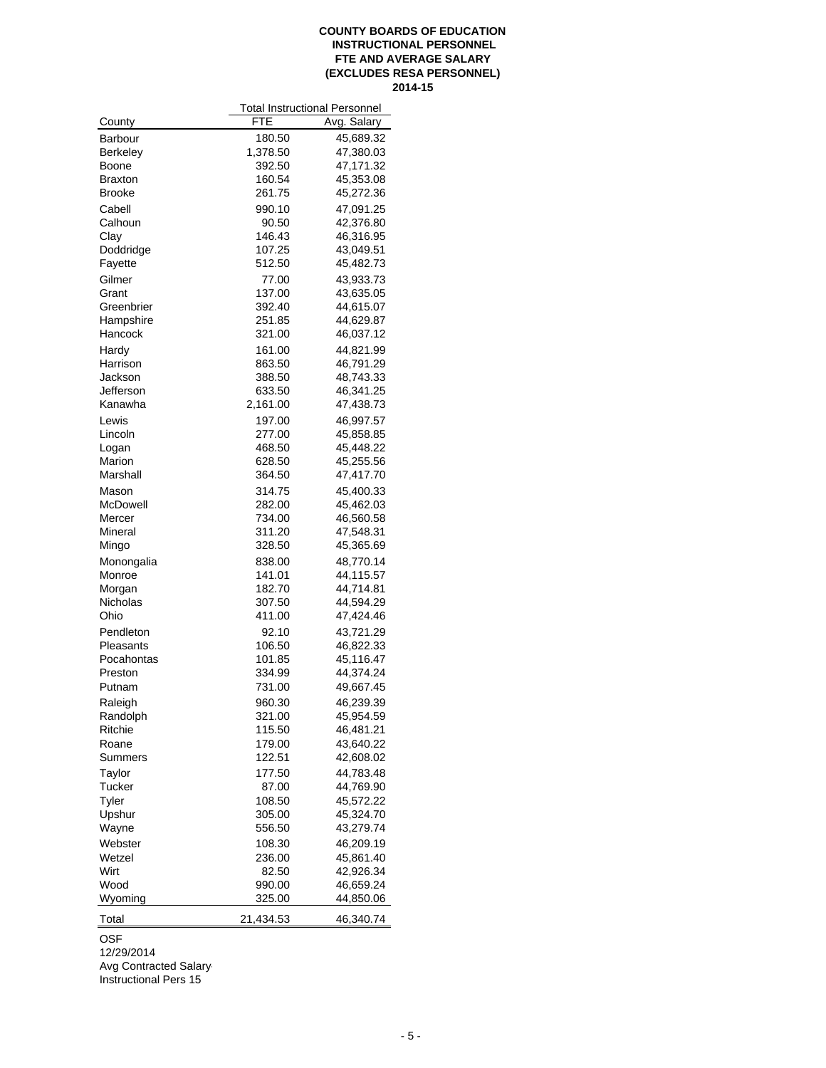**COUNTY BOARDS OF EDUCATION**
**INSTRUCTIONAL PERSONNEL**
**FTE AND AVERAGE SALARY**
**(EXCLUDES RESA PERSONNEL)**
**2014-15**

| | Total Instructional Personnel | |
|---|---|---|
| County | FTE | Avg. Salary |
| Barbour | 180.50 | 45,689.32 |
| Berkeley | 1,378.50 | 47,380.03 |
| Boone | 392.50 | 47,171.32 |
| Braxton | 160.54 | 45,353.08 |
| Brooke | 261.75 | 45,272.36 |
| Cabell | 990.10 | 47,091.25 |
| Calhoun | 90.50 | 42,376.80 |
| Clay | 146.43 | 46,316.95 |
| Doddridge | 107.25 | 43,049.51 |
| Fayette | 512.50 | 45,482.73 |
| Gilmer | 77.00 | 43,933.73 |
| Grant | 137.00 | 43,635.05 |
| Greenbrier | 392.40 | 44,615.07 |
| Hampshire | 251.85 | 44,629.87 |
| Hancock | 321.00 | 46,037.12 |
| Hardy | 161.00 | 44,821.99 |
| Harrison | 863.50 | 46,791.29 |
| Jackson | 388.50 | 48,743.33 |
| Jefferson | 633.50 | 46,341.25 |
| Kanawha | 2,161.00 | 47,438.73 |
| Lewis | 197.00 | 46,997.57 |
| Lincoln | 277.00 | 45,858.85 |
| Logan | 468.50 | 45,448.22 |
| Marion | 628.50 | 45,255.56 |
| Marshall | 364.50 | 47,417.70 |
| Mason | 314.75 | 45,400.33 |
| McDowell | 282.00 | 45,462.03 |
| Mercer | 734.00 | 46,560.58 |
| Mineral | 311.20 | 47,548.31 |
| Mingo | 328.50 | 45,365.69 |
| Monongalia | 838.00 | 48,770.14 |
| Monroe | 141.01 | 44,115.57 |
| Morgan | 182.70 | 44,714.81 |
| Nicholas | 307.50 | 44,594.29 |
| Ohio | 411.00 | 47,424.46 |
| Pendleton | 92.10 | 43,721.29 |
| Pleasants | 106.50 | 46,822.33 |
| Pocahontas | 101.85 | 45,116.47 |
| Preston | 334.99 | 44,374.24 |
| Putnam | 731.00 | 49,667.45 |
| Raleigh | 960.30 | 46,239.39 |
| Randolph | 321.00 | 45,954.59 |
| Ritchie | 115.50 | 46,481.21 |
| Roane | 179.00 | 43,640.22 |
| Summers | 122.51 | 42,608.02 |
| Taylor | 177.50 | 44,783.48 |
| Tucker | 87.00 | 44,769.90 |
| Tyler | 108.50 | 45,572.22 |
| Upshur | 305.00 | 45,324.70 |
| Wayne | 556.50 | 43,279.74 |
| Webster | 108.30 | 46,209.19 |
| Wetzel | 236.00 | 45,861.40 |
| Wirt | 82.50 | 42,926.34 |
| Wood | 990.00 | 46,659.24 |
| Wyoming | 325.00 | 44,850.06 |
| Total | 21,434.53 | 46,340.74 |

OSF
12/29/2014
Avg Contracted Salary
Instructional Pers 15